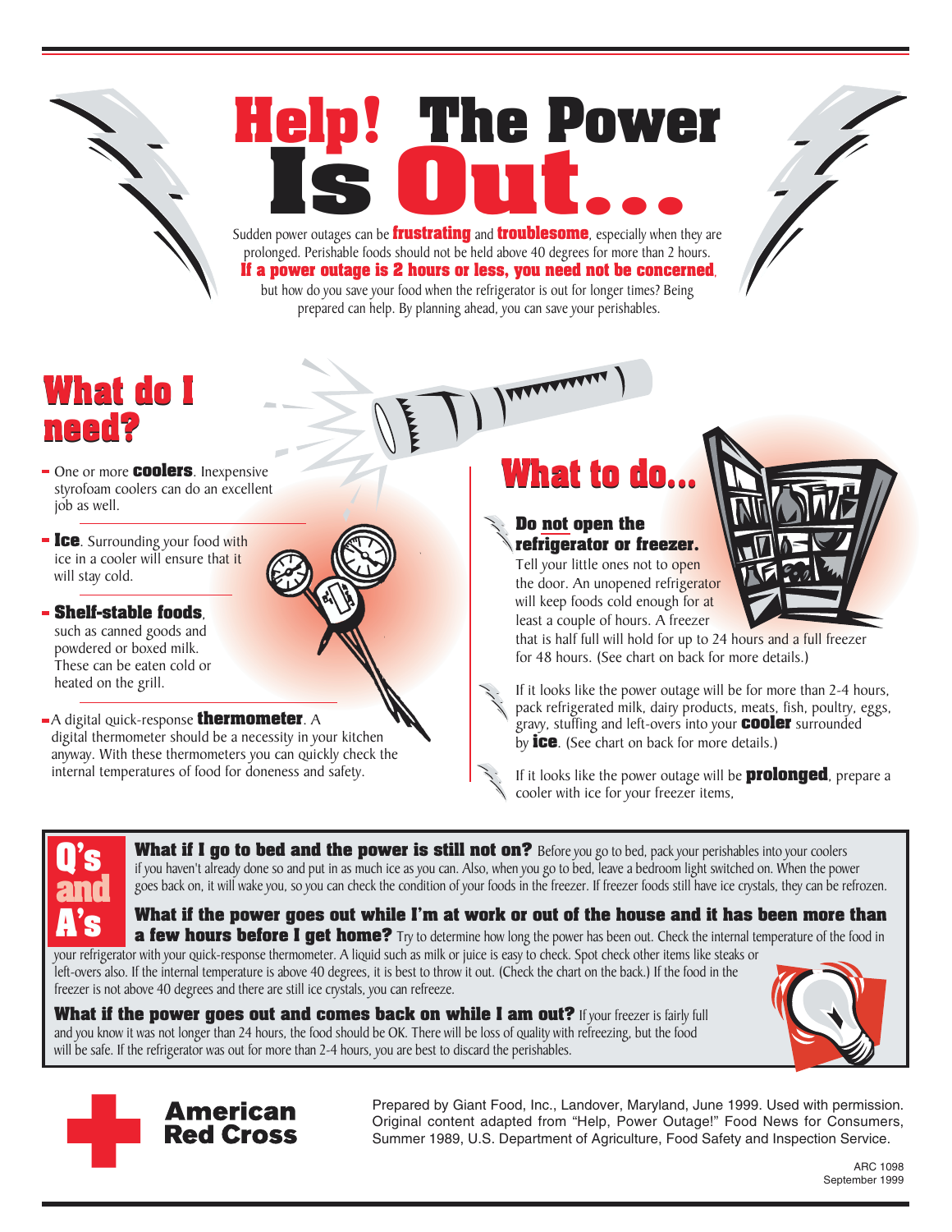# Help! The Power Is Out...

Sudden power outages can be **frustrating** and **troublesome**, especially when they are prolonged. Perishable foods should not be held above 40 degrees for more than 2 hours. **If a power outage is 2 hours or less, you need not be concerned**, but how do you save your food when the refrigerator is out for longer times? Being prepared can help. By planning ahead, you can save your perishables.

## What do I need?

- One or more **coolers**. Inexpensive styrofoam coolers can do an excellent job as well.
- **Ice**. Surrounding your food with ice in a cooler will ensure that it will stay cold.
- **Shelf-stable foods**, such as canned goods and powdered or boxed milk. These can be eaten cold or heated on the grill.
- A digital quick-response **thermometer**. A digital thermometer should be a necessity in your kitchen anyway. With these thermometers you can quickly check the internal temperatures of food for doneness and safety.

## What to do...

**Do not open the refrigerator or freezer.** Tell your little ones not to open the door. An unopened refrigerator will keep foods cold enough for at least a couple of hours. A freezer that is half full will hold for up to 24 hours and a full freezer for 48 hours. (See chart on back for more details.)

If it looks like the power outage will be for more than 2-4 hours, pack refrigerated milk, dairy products, meats, fish, poultry, eggs, gravy, stuffing and left-overs into your **cooler** surrounded by **ice**. (See chart on back for more details.)

If it looks like the power outage will be **prolonged**, prepare a cooler with ice for your freezer items,

## Q's and A's

**What if I go to bed and the power is still not on?** Before you go to bed, pack your perishables into your coolers if you haven't already done so and put in as much ice as you can. Also, when you go to bed, leave a bedroom light switched on. When the power goes back on, it will wake you, so you can check the condition of your foods in the freezer. If freezer foods still have ice crystals, they can be refrozen.

**What if the power goes out while I'm at work or out of the house and it has been more than a few hours before I get home?** Try to determine how long the power has been out. Check the internal temperature of the food in your refrigerator with your quick-response thermometer. A liquid such as milk or juice is easy to check. Spot check other items like steaks or left-overs also. If the internal temperature is above 40 degrees, it is best to throw it out. (Check the chart on the back.) If the food in the freezer is not above 40 degrees and there are still ice crystals, you can refreeze.

**What if the power goes out and comes back on while I am out?** If your freezer is fairly full and you know it was not longer than 24 hours, the food should be OK. There will be loss of quality with refreezing, but the food will be safe. If the refrigerator was out for more than 2-4 hours, you are best to discard the perishables.

American Red Cross

Prepared by Giant Food, Inc., Landover, Maryland, June 1999. Used with permission. Original content adapted from "Help, Power Outage!" Food News for Consumers, Summer 1989, U.S. Department of Agriculture, Food Safety and Inspection Service.

ARC 1098
September 1999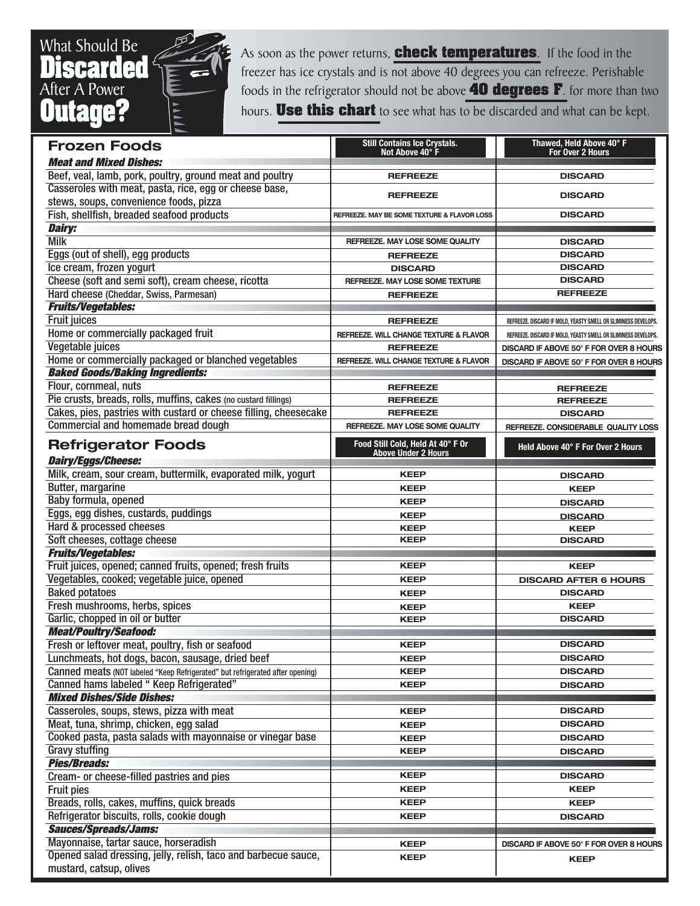# What Should Be Discarded After A Power Outage?

As soon as the power returns, **check temperatures**. If the food in the freezer has ice crystals and is not above 40 degrees you can refreeze. Perishable foods in the refrigerator should not be above **40 degrees F**. for more than two hours. **Use this chart** to see what has to be discarded and what can be kept.

| Frozen Foods | Still Contains Ice Crystals. Not Above 40° F | Thawed, Held Above 40° F For Over 2 Hours |
|---|---|---|
| ***Meat and Mixed Dishes:*** | | |
| Beef, veal, lamb, pork, poultry, ground meat and poultry | REFREEZE | DISCARD |
| Casseroles with meat, pasta, rice, egg or cheese base, stews, soups, convenience foods, pizza | REFREEZE | DISCARD |
| Fish, shellfish, breaded seafood products | REFREEZE. MAY BE SOME TEXTURE & FLAVOR LOSS | DISCARD |
| ***Dairy:*** | | |
| Milk | REFREEZE. MAY LOSE SOME QUALITY | DISCARD |
| Eggs (out of shell), egg products | REFREEZE | DISCARD |
| Ice cream, frozen yogurt | DISCARD | DISCARD |
| Cheese (soft and semi soft), cream cheese, ricotta | REFREEZE. MAY LOSE SOME TEXTURE | DISCARD |
| Hard cheese (Cheddar, Swiss, Parmesan) | REFREEZE | REFREEZE |
| ***Fruits/Vegetables:*** | | |
| Fruit juices | REFREEZE | REFREEZE. DISCARD IF MOLD, YEASTY SMELL OR SLIMINESS DEVELOPS. |
| Home or commercially packaged fruit | REFREEZE. WILL CHANGE TEXTURE & FLAVOR | REFREEZE. DISCARD IF MOLD, YEASTY SMELL OR SLIMINESS DEVELOPS. |
| Vegetable juices | REFREEZE | DISCARD IF ABOVE 50° F FOR OVER 8 HOURS |
| Home or commercially packaged or blanched vegetables | REFREEZE. WILL CHANGE TEXTURE & FLAVOR | DISCARD IF ABOVE 50° F FOR OVER 8 HOURS |
| ***Baked Goods/Baking Ingredients:*** | | |
| Flour, cornmeal, nuts | REFREEZE | REFREEZE |
| Pie crusts, breads, rolls, muffins, cakes (no custard fillings) | REFREEZE | REFREEZE |
| Cakes, pies, pastries with custard or cheese filling, cheesecake | REFREEZE | DISCARD |
| Commercial and homemade bread dough | REFREEZE. MAY LOSE SOME QUALITY | REFREEZE. CONSIDERABLE QUALITY LOSS |

| Refrigerator Foods | Food Still Cold, Held At 40° F Or Above Under 2 Hours | Held Above 40° F For Over 2 Hours |
|---|---|---|
| ***Dairy/Eggs/Cheese:*** | | |
| Milk, cream, sour cream, buttermilk, evaporated milk, yogurt | KEEP | DISCARD |
| Butter, margarine | KEEP | KEEP |
| Baby formula, opened | KEEP | DISCARD |
| Eggs, egg dishes, custards, puddings | KEEP | DISCARD |
| Hard & processed cheeses | KEEP | KEEP |
| Soft cheeses, cottage cheese | KEEP | DISCARD |
| ***Fruits/Vegetables:*** | | |
| Fruit juices, opened; canned fruits, opened; fresh fruits | KEEP | KEEP |
| Vegetables, cooked; vegetable juice, opened | KEEP | DISCARD AFTER 6 HOURS |
| Baked potatoes | KEEP | DISCARD |
| Fresh mushrooms, herbs, spices | KEEP | KEEP |
| Garlic, chopped in oil or butter | KEEP | DISCARD |
| ***Meat/Poultry/Seafood:*** | | |
| Fresh or leftover meat, poultry, fish or seafood | KEEP | DISCARD |
| Lunchmeats, hot dogs, bacon, sausage, dried beef | KEEP | DISCARD |
| Canned meats (NOT labeled "Keep Refrigerated" but refrigerated after opening) | KEEP | DISCARD |
| Canned hams labeled " Keep Refrigerated" | KEEP | DISCARD |
| ***Mixed Dishes/Side Dishes:*** | | |
| Casseroles, soups, stews, pizza with meat | KEEP | DISCARD |
| Meat, tuna, shrimp, chicken, egg salad | KEEP | DISCARD |
| Cooked pasta, pasta salads with mayonnaise or vinegar base | KEEP | DISCARD |
| Gravy stuffing | KEEP | DISCARD |
| ***Pies/Breads:*** | | |
| Cream- or cheese-filled pastries and pies | KEEP | DISCARD |
| Fruit pies | KEEP | KEEP |
| Breads, rolls, cakes, muffins, quick breads | KEEP | KEEP |
| Refrigerator biscuits, rolls, cookie dough | KEEP | DISCARD |
| ***Sauces/Spreads/Jams:*** | | |
| Mayonnaise, tartar sauce, horseradish | KEEP | DISCARD IF ABOVE 50° F FOR OVER 8 HOURS |
| Opened salad dressing, jelly, relish, taco and barbecue sauce, mustard, catsup, olives | KEEP | KEEP |